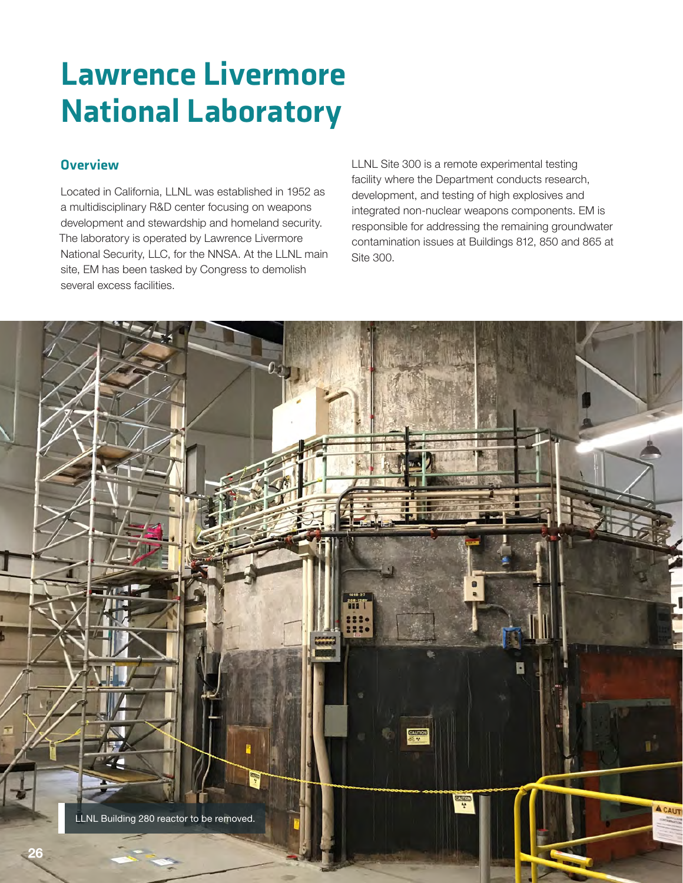# Lawrence Livermore National Laboratory

## Overview

Located in California, LLNL was established in 1952 as a multidisciplinary R&D center focusing on weapons development and stewardship and homeland security. The laboratory is operated by Lawrence Livermore National Security, LLC, for the NNSA. At the LLNL main site, EM has been tasked by Congress to demolish several excess facilities.

LLNL Site 300 is a remote experimental testing facility where the Department conducts research, development, and testing of high explosives and integrated non-nuclear weapons components. EM is responsible for addressing the remaining groundwater contamination issues at Buildings 812, 850 and 865 at Site 300.

LLNL Building 280 reactor to be removed.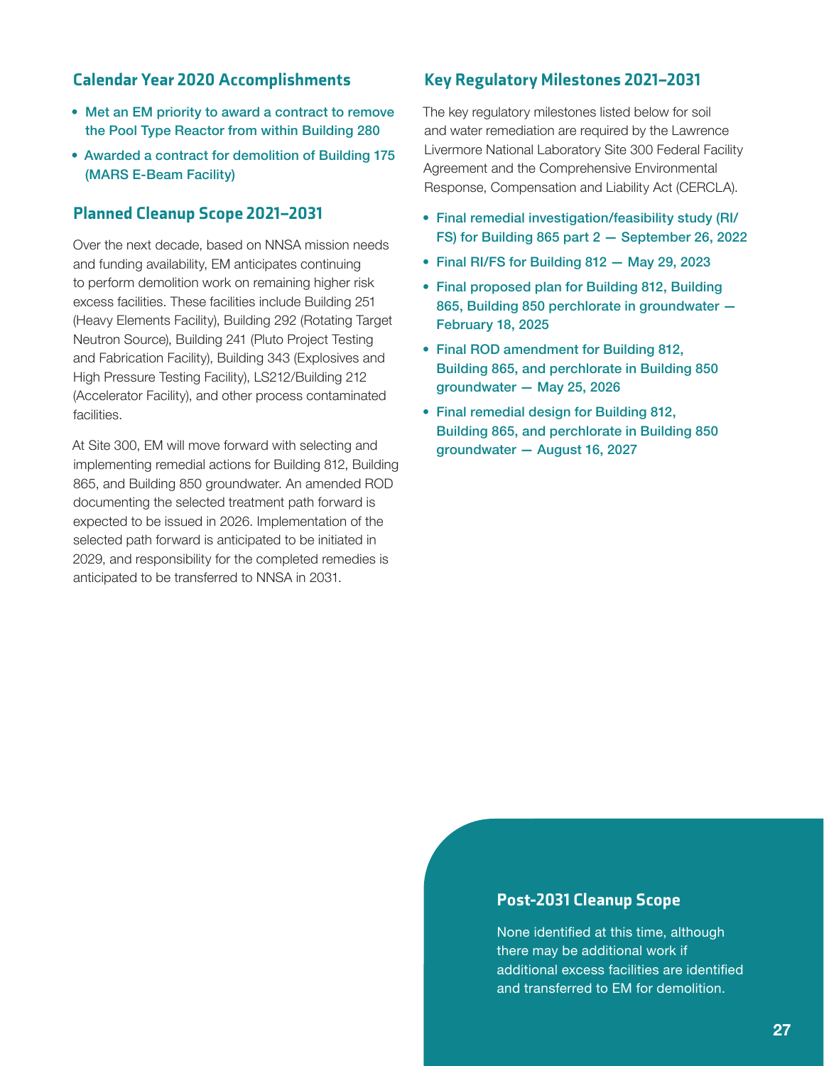## Calendar Year 2020 Accomplishments

- Met an EM priority to award a contract to remove the Pool Type Reactor from within Building 280
- Awarded a contract for demolition of Building 175 (MARS E-Beam Facility)

## Planned Cleanup Scope 2021–2031

Over the next decade, based on NNSA mission needs and funding availability, EM anticipates continuing to perform demolition work on remaining higher risk excess facilities. These facilities include Building 251 (Heavy Elements Facility), Building 292 (Rotating Target Neutron Source), Building 241 (Pluto Project Testing and Fabrication Facility), Building 343 (Explosives and High Pressure Testing Facility), LS212/Building 212 (Accelerator Facility), and other process contaminated facilities.

At Site 300, EM will move forward with selecting and implementing remedial actions for Building 812, Building 865, and Building 850 groundwater. An amended ROD documenting the selected treatment path forward is expected to be issued in 2026. Implementation of the selected path forward is anticipated to be initiated in 2029, and responsibility for the completed remedies is anticipated to be transferred to NNSA in 2031.

## Key Regulatory Milestones 2021–2031

The key regulatory milestones listed below for soil and water remediation are required by the Lawrence Livermore National Laboratory Site 300 Federal Facility Agreement and the Comprehensive Environmental Response, Compensation and Liability Act (CERCLA).

- Final remedial investigation/feasibility study (RI/FS) for Building 865 part 2 — September 26, 2022
- Final RI/FS for Building 812 — May 29, 2023
- Final proposed plan for Building 812, Building 865, Building 850 perchlorate in groundwater — February 18, 2025
- Final ROD amendment for Building 812, Building 865, and perchlorate in Building 850 groundwater — May 25, 2026
- Final remedial design for Building 812, Building 865, and perchlorate in Building 850 groundwater — August 16, 2027

## Post-2031 Cleanup Scope

None identified at this time, although there may be additional work if additional excess facilities are identified and transferred to EM for demolition.